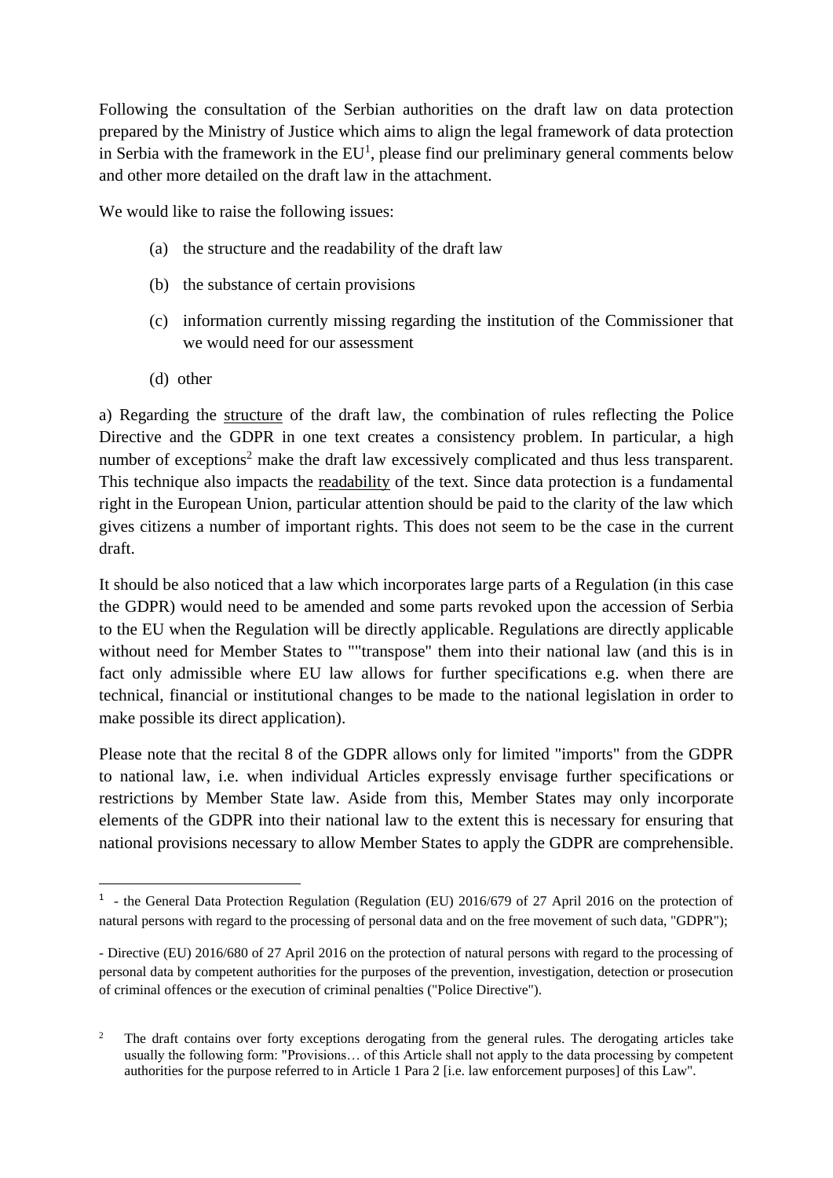Following the consultation of the Serbian authorities on the draft law on data protection prepared by the Ministry of Justice which aims to align the legal framework of data protection in Serbia with the framework in the EU[1], please find our preliminary general comments below and other more detailed on the draft law in the attachment.

We would like to raise the following issues:

(a) the structure and the readability of the draft law

(b) the substance of certain provisions

(c) information currently missing regarding the institution of the Commissioner that we would need for our assessment

(d) other

a) Regarding the <u>structure</u> of the draft law, the combination of rules reflecting the Police Directive and the GDPR in one text creates a consistency problem. In particular, a high number of exceptions[2] make the draft law excessively complicated and thus less transparent. This technique also impacts the <u>readability</u> of the text. Since data protection is a fundamental right in the European Union, particular attention should be paid to the clarity of the law which gives citizens a number of important rights. This does not seem to be the case in the current draft.

It should be also noticed that a law which incorporates large parts of a Regulation (in this case the GDPR) would need to be amended and some parts revoked upon the accession of Serbia to the EU when the Regulation will be directly applicable. Regulations are directly applicable without need for Member States to ""transpose" them into their national law (and this is in fact only admissible where EU law allows for further specifications e.g. when there are technical, financial or institutional changes to be made to the national legislation in order to make possible its direct application).

Please note that the recital 8 of the GDPR allows only for limited "imports" from the GDPR to national law, i.e. when individual Articles expressly envisage further specifications or restrictions by Member State law. Aside from this, Member States may only incorporate elements of the GDPR into their national law to the extent this is necessary for ensuring that national provisions necessary to allow Member States to apply the GDPR are comprehensible.

---

[1] - the General Data Protection Regulation (Regulation (EU) 2016/679 of 27 April 2016 on the protection of natural persons with regard to the processing of personal data and on the free movement of such data, "GDPR");

- Directive (EU) 2016/680 of 27 April 2016 on the protection of natural persons with regard to the processing of personal data by competent authorities for the purposes of the prevention, investigation, detection or prosecution of criminal offences or the execution of criminal penalties ("Police Directive").

[2] The draft contains over forty exceptions derogating from the general rules. The derogating articles take usually the following form: "Provisions… of this Article shall not apply to the data processing by competent authorities for the purpose referred to in Article 1 Para 2 [i.e. law enforcement purposes] of this Law".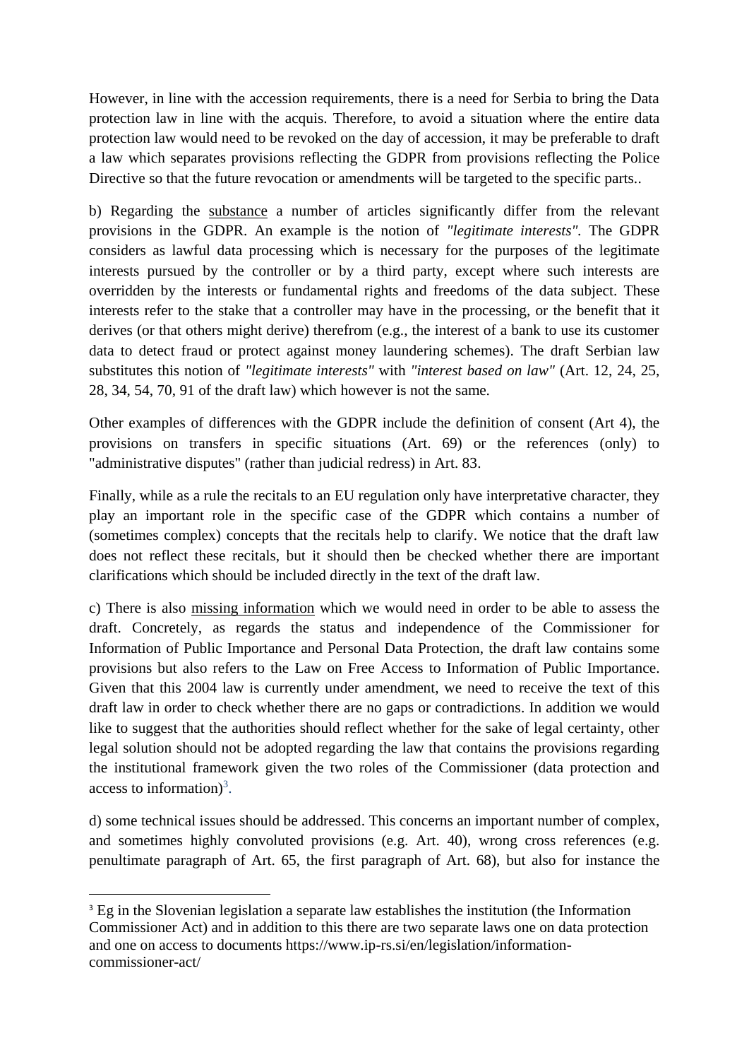However, in line with the accession requirements, there is a need for Serbia to bring the Data protection law in line with the acquis. Therefore, to avoid a situation where the entire data protection law would need to be revoked on the day of accession, it may be preferable to draft a law which separates provisions reflecting the GDPR from provisions reflecting the Police Directive so that the future revocation or amendments will be targeted to the specific parts..

b) Regarding the substance a number of articles significantly differ from the relevant provisions in the GDPR. An example is the notion of *"legitimate interests"*. The GDPR considers as lawful data processing which is necessary for the purposes of the legitimate interests pursued by the controller or by a third party, except where such interests are overridden by the interests or fundamental rights and freedoms of the data subject. These interests refer to the stake that a controller may have in the processing, or the benefit that it derives (or that others might derive) therefrom (e.g., the interest of a bank to use its customer data to detect fraud or protect against money laundering schemes). The draft Serbian law substitutes this notion of *"legitimate interests"* with *"interest based on law"* (Art. 12, 24, 25, 28, 34, 54, 70, 91 of the draft law) which however is not the same.

Other examples of differences with the GDPR include the definition of consent (Art 4), the provisions on transfers in specific situations (Art. 69) or the references (only) to "administrative disputes" (rather than judicial redress) in Art. 83.

Finally, while as a rule the recitals to an EU regulation only have interpretative character, they play an important role in the specific case of the GDPR which contains a number of (sometimes complex) concepts that the recitals help to clarify. We notice that the draft law does not reflect these recitals, but it should then be checked whether there are important clarifications which should be included directly in the text of the draft law.

c) There is also missing information which we would need in order to be able to assess the draft. Concretely, as regards the status and independence of the Commissioner for Information of Public Importance and Personal Data Protection, the draft law contains some provisions but also refers to the Law on Free Access to Information of Public Importance. Given that this 2004 law is currently under amendment, we need to receive the text of this draft law in order to check whether there are no gaps or contradictions. In addition we would like to suggest that the authorities should reflect whether for the sake of legal certainty, other legal solution should not be adopted regarding the law that contains the provisions regarding the institutional framework given the two roles of the Commissioner (data protection and access to information)[3].

d) some technical issues should be addressed. This concerns an important number of complex, and sometimes highly convoluted provisions (e.g. Art. 40), wrong cross references (e.g. penultimate paragraph of Art. 65, the first paragraph of Art. 68), but also for instance the

---

[3] Eg in the Slovenian legislation a separate law establishes the institution (the Information Commissioner Act) and in addition to this there are two separate laws one on data protection and one on access to documents https://www.ip-rs.si/en/legislation/information-commissioner-act/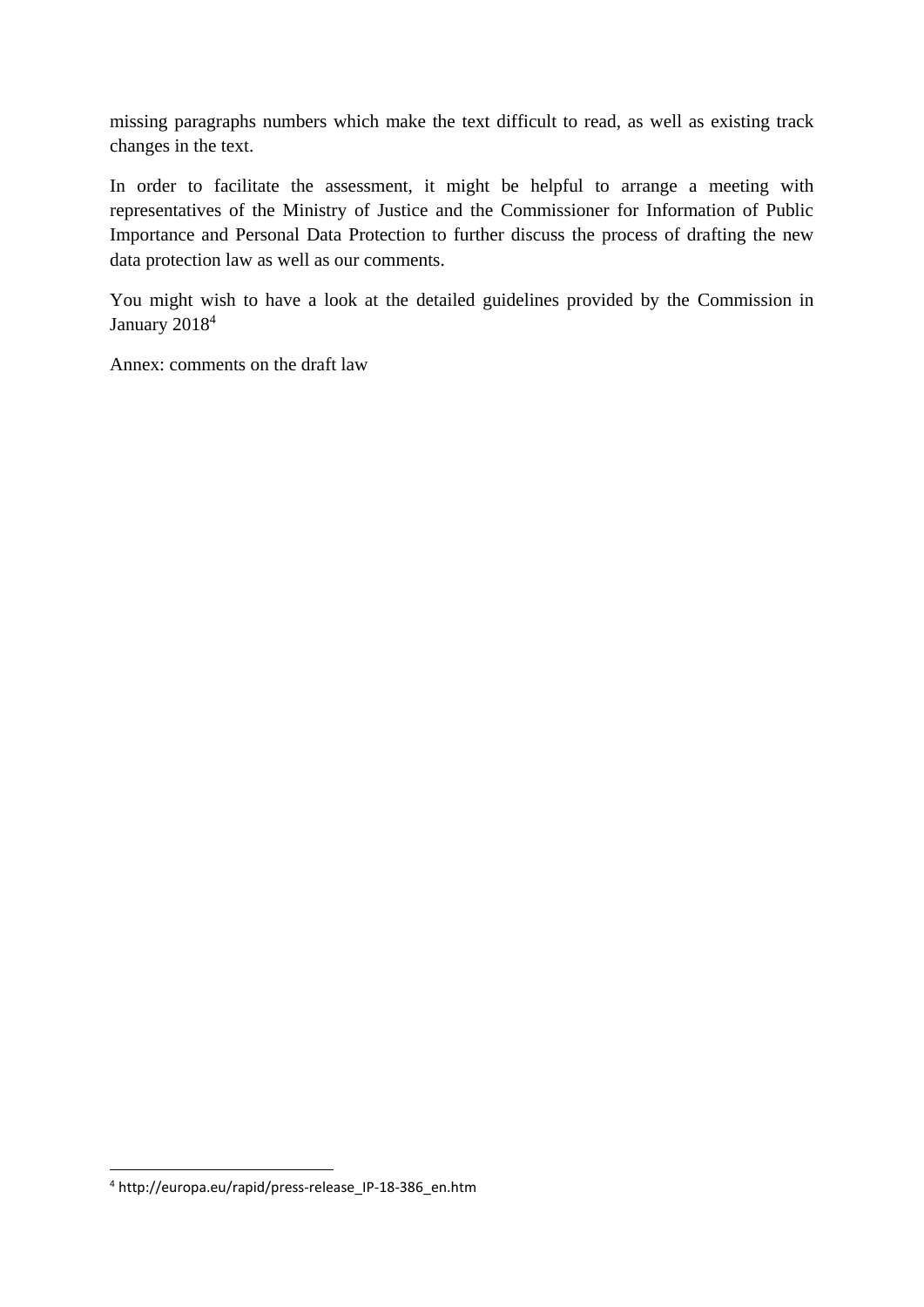missing paragraphs numbers which make the text difficult to read, as well as existing track changes in the text.

In order to facilitate the assessment, it might be helpful to arrange a meeting with representatives of the Ministry of Justice and the Commissioner for Information of Public Importance and Personal Data Protection to further discuss the process of drafting the new data protection law as well as our comments.

You might wish to have a look at the detailed guidelines provided by the Commission in January 2018[4]

Annex: comments on the draft law

[4] http://europa.eu/rapid/press-release_IP-18-386_en.htm